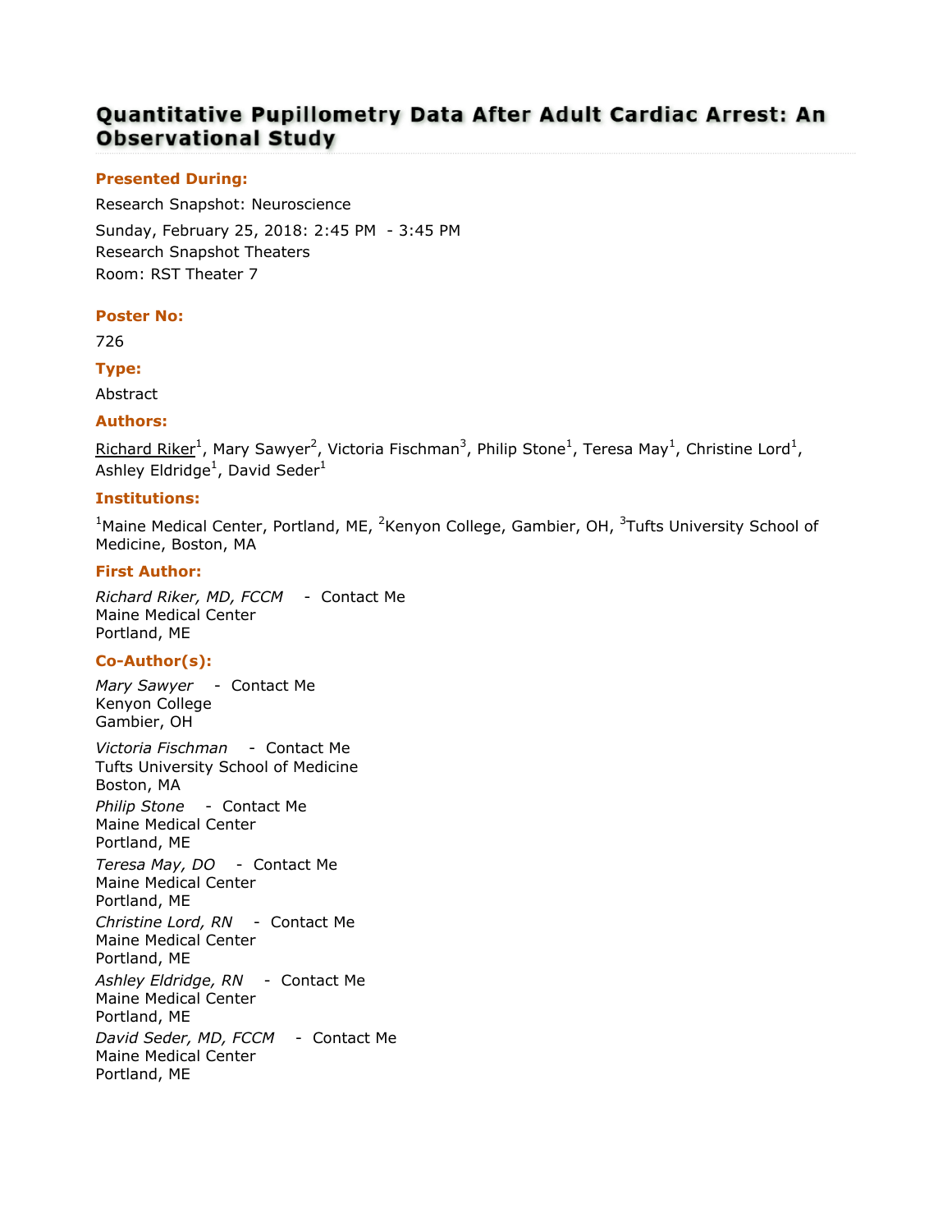# Quantitative Pupillometry Data After Adult Cardiac Arrest: An Observational Study

**Presented During:**

Research Snapshot: Neuroscience

Sunday, February 25, 2018: 2:45 PM - 3:45 PM
Research Snapshot Theaters
Room: RST Theater 7

**Poster No:**

726

**Type:**

Abstract

**Authors:**

Richard Riker[1], Mary Sawyer[2], Victoria Fischman[3], Philip Stone[1], Teresa May[1], Christine Lord[1], Ashley Eldridge[1], David Seder[1]

**Institutions:**

[1]Maine Medical Center, Portland, ME, [2]Kenyon College, Gambier, OH, [3]Tufts University School of Medicine, Boston, MA

**First Author:**

*Richard Riker, MD, FCCM* - Contact Me
Maine Medical Center
Portland, ME

**Co-Author(s):**

*Mary Sawyer* - Contact Me
Kenyon College
Gambier, OH

*Victoria Fischman* - Contact Me
Tufts University School of Medicine
Boston, MA

*Philip Stone* - Contact Me
Maine Medical Center
Portland, ME

*Teresa May, DO* - Contact Me
Maine Medical Center
Portland, ME

*Christine Lord, RN* - Contact Me
Maine Medical Center
Portland, ME

*Ashley Eldridge, RN* - Contact Me
Maine Medical Center
Portland, ME

*David Seder, MD, FCCM* - Contact Me
Maine Medical Center
Portland, ME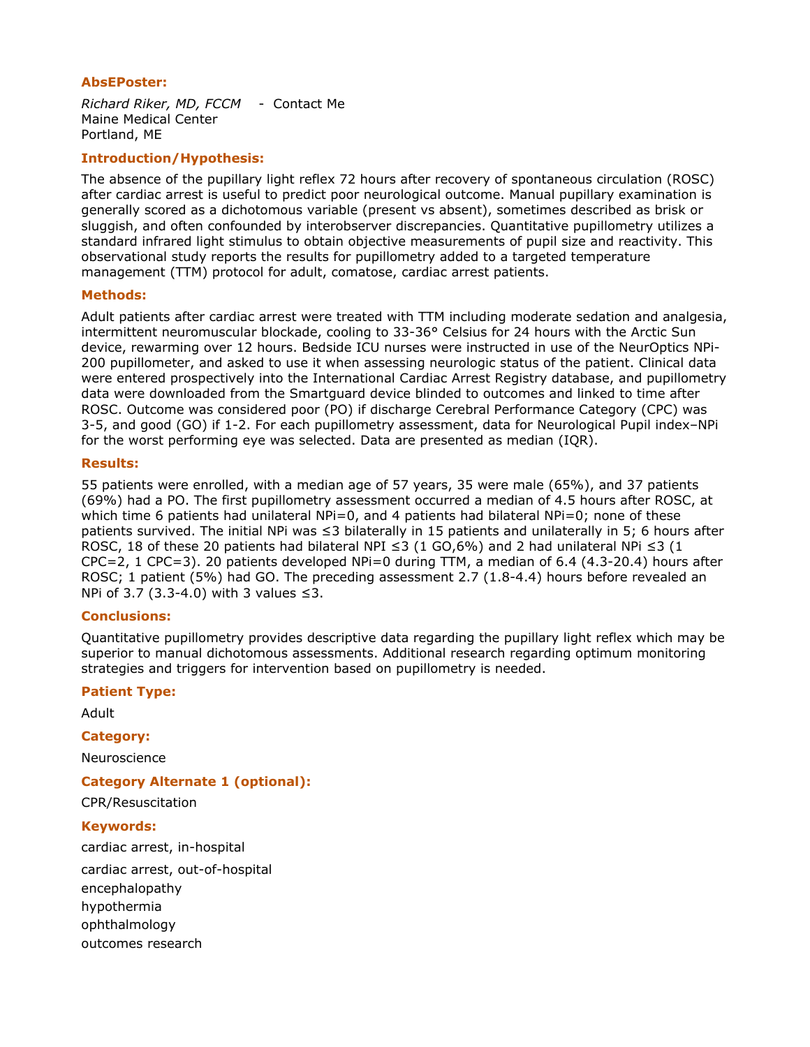**AbsEPoster:**

*Richard Riker, MD, FCCM* - Contact Me
Maine Medical Center
Portland, ME

**Introduction/Hypothesis:**

The absence of the pupillary light reflex 72 hours after recovery of spontaneous circulation (ROSC) after cardiac arrest is useful to predict poor neurological outcome. Manual pupillary examination is generally scored as a dichotomous variable (present vs absent), sometimes described as brisk or sluggish, and often confounded by interobserver discrepancies. Quantitative pupillometry utilizes a standard infrared light stimulus to obtain objective measurements of pupil size and reactivity. This observational study reports the results for pupillometry added to a targeted temperature management (TTM) protocol for adult, comatose, cardiac arrest patients.

**Methods:**

Adult patients after cardiac arrest were treated with TTM including moderate sedation and analgesia, intermittent neuromuscular blockade, cooling to 33-36° Celsius for 24 hours with the Arctic Sun device, rewarming over 12 hours. Bedside ICU nurses were instructed in use of the NeurOptics NPi-200 pupillometer, and asked to use it when assessing neurologic status of the patient. Clinical data were entered prospectively into the International Cardiac Arrest Registry database, and pupillometry data were downloaded from the Smartguard device blinded to outcomes and linked to time after ROSC. Outcome was considered poor (PO) if discharge Cerebral Performance Category (CPC) was 3-5, and good (GO) if 1-2. For each pupillometry assessment, data for Neurological Pupil index–NPi for the worst performing eye was selected. Data are presented as median (IQR).

**Results:**

55 patients were enrolled, with a median age of 57 years, 35 were male (65%), and 37 patients (69%) had a PO. The first pupillometry assessment occurred a median of 4.5 hours after ROSC, at which time 6 patients had unilateral NPi=0, and 4 patients had bilateral NPi=0; none of these patients survived. The initial NPi was ≤3 bilaterally in 15 patients and unilaterally in 5; 6 hours after ROSC, 18 of these 20 patients had bilateral NPI ≤3 (1 GO,6%) and 2 had unilateral NPi ≤3 (1 CPC=2, 1 CPC=3). 20 patients developed NPi=0 during TTM, a median of 6.4 (4.3-20.4) hours after ROSC; 1 patient (5%) had GO. The preceding assessment 2.7 (1.8-4.4) hours before revealed an NPi of 3.7 (3.3-4.0) with 3 values ≤3.

**Conclusions:**

Quantitative pupillometry provides descriptive data regarding the pupillary light reflex which may be superior to manual dichotomous assessments. Additional research regarding optimum monitoring strategies and triggers for intervention based on pupillometry is needed.

**Patient Type:**

Adult

**Category:**

Neuroscience

**Category Alternate 1 (optional):**

CPR/Resuscitation

**Keywords:**

cardiac arrest, in-hospital
cardiac arrest, out-of-hospital
encephalopathy
hypothermia
ophthalmology
outcomes research